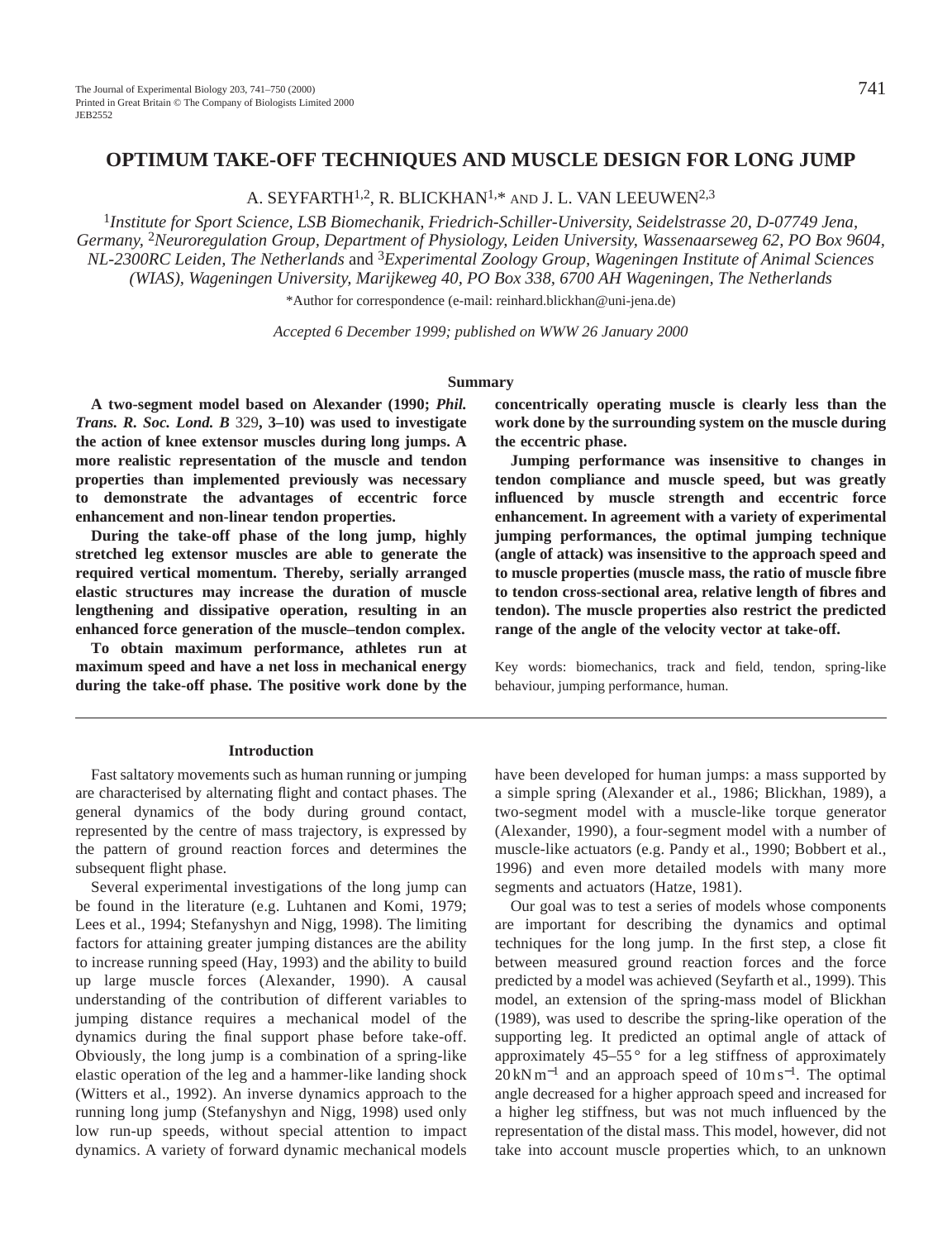# OPTIMUM TAKE-OFF TECHNIQUES AND MUSCLE DESIGN FOR LONG JUMP

A. SEYFARTH[1,2], R. BLICKHAN[1,*] AND J. L. VAN LEEUWEN[2,3]

[1]*Institute for Sport Science, LSB Biomechanik, Friedrich-Schiller-University, Seidelstrasse 20, D-07749 Jena, Germany,* [2]*Neuroregulation Group, Department of Physiology, Leiden University, Wassenaarseweg 62, PO Box 9604, NL-2300RC Leiden, The Netherlands* and [3]*Experimental Zoology Group, Wageningen Institute of Animal Sciences (WIAS), Wageningen University, Marijkeweg 40, PO Box 338, 6700 AH Wageningen, The Netherlands*

*Author for correspondence (e-mail: reinhard.blickhan@uni-jena.de)

*Accepted 6 December 1999; published on WWW 26 January 2000*

## Summary

**A two-segment model based on Alexander (1990; *Phil. Trans. R. Soc. Lond. B* 329, 3–10) was used to investigate the action of knee extensor muscles during long jumps. A more realistic representation of the muscle and tendon properties than implemented previously was necessary to demonstrate the advantages of eccentric force enhancement and non-linear tendon properties.**

**During the take-off phase of the long jump, highly stretched leg extensor muscles are able to generate the required vertical momentum. Thereby, serially arranged elastic structures may increase the duration of muscle lengthening and dissipative operation, resulting in an enhanced force generation of the muscle–tendon complex.**

**To obtain maximum performance, athletes run at maximum speed and have a net loss in mechanical energy during the take-off phase. The positive work done by the concentrically operating muscle is clearly less than the work done by the surrounding system on the muscle during the eccentric phase.**

**Jumping performance was insensitive to changes in tendon compliance and muscle speed, but was greatly influenced by muscle strength and eccentric force enhancement. In agreement with a variety of experimental jumping performances, the optimal jumping technique (angle of attack) was insensitive to the approach speed and to muscle properties (muscle mass, the ratio of muscle fibre to tendon cross-sectional area, relative length of fibres and tendon). The muscle properties also restrict the predicted range of the angle of the velocity vector at take-off.**

Key words: biomechanics, track and field, tendon, spring-like behaviour, jumping performance, human.

## Introduction

Fast saltatory movements such as human running or jumping are characterised by alternating flight and contact phases. The general dynamics of the body during ground contact, represented by the centre of mass trajectory, is expressed by the pattern of ground reaction forces and determines the subsequent flight phase.

Several experimental investigations of the long jump can be found in the literature (e.g. Luhtanen and Komi, 1979; Lees et al., 1994; Stefanyshyn and Nigg, 1998). The limiting factors for attaining greater jumping distances are the ability to increase running speed (Hay, 1993) and the ability to build up large muscle forces (Alexander, 1990). A causal understanding of the contribution of different variables to jumping distance requires a mechanical model of the dynamics during the final support phase before take-off. Obviously, the long jump is a combination of a spring-like elastic operation of the leg and a hammer-like landing shock (Witters et al., 1992). An inverse dynamics approach to the running long jump (Stefanyshyn and Nigg, 1998) used only low run-up speeds, without special attention to impact dynamics. A variety of forward dynamic mechanical models have been developed for human jumps: a mass supported by a simple spring (Alexander et al., 1986; Blickhan, 1989), a two-segment model with a muscle-like torque generator (Alexander, 1990), a four-segment model with a number of muscle-like actuators (e.g. Pandy et al., 1990; Bobbert et al., 1996) and even more detailed models with many more segments and actuators (Hatze, 1981).

Our goal was to test a series of models whose components are important for describing the dynamics and optimal techniques for the long jump. In the first step, a close fit between measured ground reaction forces and the force predicted by a model was achieved (Seyfarth et al., 1999). This model, an extension of the spring-mass model of Blickhan (1989), was used to describe the spring-like operation of the supporting leg. It predicted an optimal angle of attack of approximately 45–55° for a leg stiffness of approximately $20\,\mathrm{kN\,m^{-1}}$ and an approach speed of $10\,\mathrm{m\,s^{-1}}$. The optimal angle decreased for a higher approach speed and increased for a higher leg stiffness, but was not much influenced by the representation of the distal mass. This model, however, did not take into account muscle properties which, to an unknown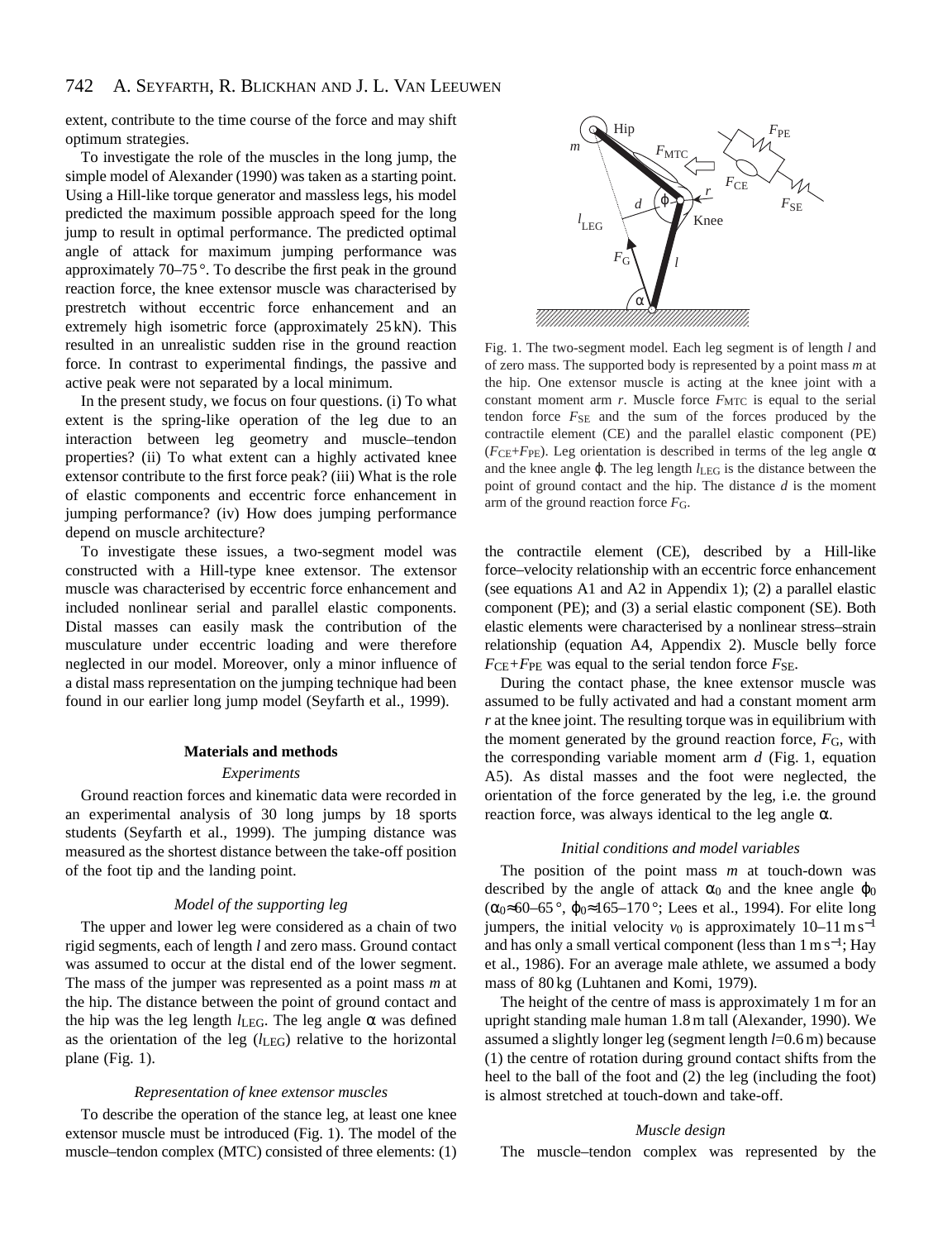extent, contribute to the time course of the force and may shift optimum strategies.

To investigate the role of the muscles in the long jump, the simple model of Alexander (1990) was taken as a starting point. Using a Hill-like torque generator and massless legs, his model predicted the maximum possible approach speed for the long jump to result in optimal performance. The predicted optimal angle of attack for maximum jumping performance was approximately 70–75 °. To describe the first peak in the ground reaction force, the knee extensor muscle was characterised by prestretch without eccentric force enhancement and an extremely high isometric force (approximately 25 kN). This resulted in an unrealistic sudden rise in the ground reaction force. In contrast to experimental findings, the passive and active peak were not separated by a local minimum.

In the present study, we focus on four questions. (i) To what extent is the spring-like operation of the leg due to an interaction between leg geometry and muscle–tendon properties? (ii) To what extent can a highly activated knee extensor contribute to the first force peak? (iii) What is the role of elastic components and eccentric force enhancement in jumping performance? (iv) How does jumping performance depend on muscle architecture?

To investigate these issues, a two-segment model was constructed with a Hill-type knee extensor. The extensor muscle was characterised by eccentric force enhancement and included nonlinear serial and parallel elastic components. Distal masses can easily mask the contribution of the musculature under eccentric loading and were therefore neglected in our model. Moreover, only a minor influence of a distal mass representation on the jumping technique had been found in our earlier long jump model (Seyfarth et al., 1999).

## Materials and methods

### *Experiments*

Ground reaction forces and kinematic data were recorded in an experimental analysis of 30 long jumps by 18 sports students (Seyfarth et al., 1999). The jumping distance was measured as the shortest distance between the take-off position of the foot tip and the landing point.

### *Model of the supporting leg*

The upper and lower leg were considered as a chain of two rigid segments, each of length $l$ and zero mass. Ground contact was assumed to occur at the distal end of the lower segment. The mass of the jumper was represented as a point mass $m$ at the hip. The distance between the point of ground contact and the hip was the leg length $l_{LEG}$. The leg angle $\alpha$ was defined as the orientation of the leg ($l_{LEG}$) relative to the horizontal plane (Fig. 1).

### *Representation of knee extensor muscles*

To describe the operation of the stance leg, at least one knee extensor muscle must be introduced (Fig. 1). The model of the muscle–tendon complex (MTC) consisted of three elements: (1) the contractile element (CE), described by a Hill-like force–velocity relationship with an eccentric force enhancement (see equations A1 and A2 in Appendix 1); (2) a parallel elastic component (PE); and (3) a serial elastic component (SE). Both elastic elements were characterised by a nonlinear stress–strain relationship (equation A4, Appendix 2). Muscle belly force $F_{CE}+F_{PE}$ was equal to the serial tendon force $F_{SE}$.

Fig. 1. The two-segment model. Each leg segment is of length $l$ and of zero mass. The supported body is represented by a point mass $m$ at the hip. One extensor muscle is acting at the knee joint with a constant moment arm $r$. Muscle force $F_{MTC}$ is equal to the serial tendon force $F_{SE}$ and the sum of the forces produced by the contractile element (CE) and the parallel elastic component (PE) ($F_{CE}+F_{PE}$). Leg orientation is described in terms of the leg angle $\alpha$ and the knee angle $\varphi$. The leg length $l_{LEG}$ is the distance between the point of ground contact and the hip. The distance $d$ is the moment arm of the ground reaction force $F_G$.

During the contact phase, the knee extensor muscle was assumed to be fully activated and had a constant moment arm $r$ at the knee joint. The resulting torque was in equilibrium with the moment generated by the ground reaction force, $F_G$, with the corresponding variable moment arm $d$ (Fig. 1, equation A5). As distal masses and the foot were neglected, the orientation of the force generated by the leg, i.e. the ground reaction force, was always identical to the leg angle $\alpha$.

### *Initial conditions and model variables*

The position of the point mass $m$ at touch-down was described by the angle of attack $\alpha_0$ and the knee angle $\varphi_0$ ($\alpha_0 \approx 60$–$65$ °, $\varphi_0 \approx 165$–$170$ °; Lees et al., 1994). For elite long jumpers, the initial velocity $v_0$ is approximately 10–11 m s$^{-1}$ and has only a small vertical component (less than 1 m s$^{-1}$; Hay et al., 1986). For an average male athlete, we assumed a body mass of 80 kg (Luhtanen and Komi, 1979).

The height of the centre of mass is approximately 1 m for an upright standing male human 1.8 m tall (Alexander, 1990). We assumed a slightly longer leg (segment length $l$=0.6 m) because (1) the centre of rotation during ground contact shifts from the heel to the ball of the foot and (2) the leg (including the foot) is almost stretched at touch-down and take-off.

### *Muscle design*

The muscle–tendon complex was represented by the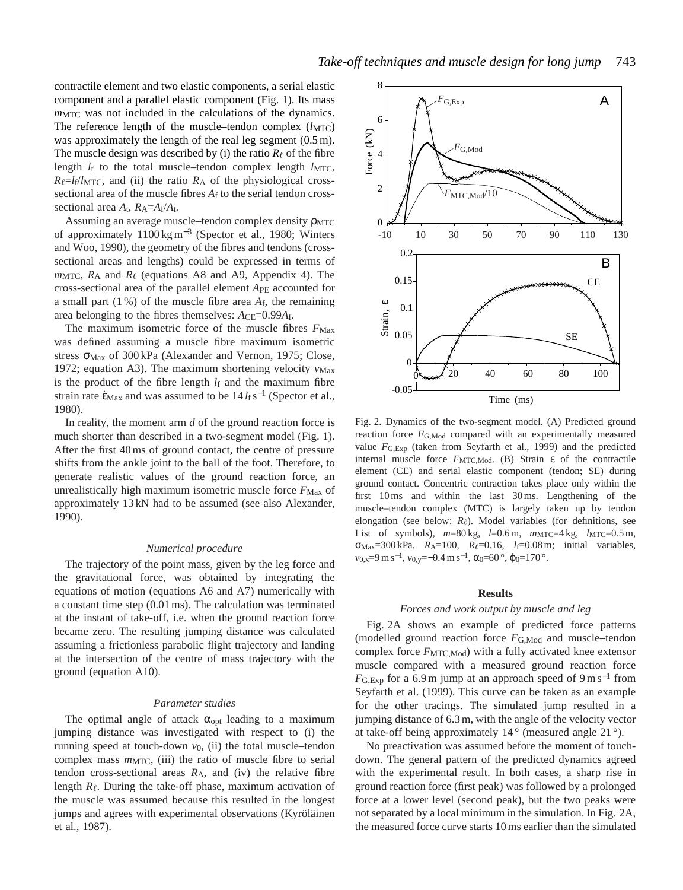contractile element and two elastic components, a serial elastic component and a parallel elastic component (Fig. 1). Its mass $m_{MTC}$ was not included in the calculations of the dynamics. The reference length of the muscle–tendon complex ($l_{MTC}$) was approximately the length of the real leg segment (0.5 m). The muscle design was described by (i) the ratio $R_\ell$ of the fibre length $l_f$ to the total muscle–tendon complex length $l_{MTC}$, $R_\ell=l_f/l_{MTC}$, and (ii) the ratio $R_A$ of the physiological cross-sectional area of the muscle fibres $A_f$ to the serial tendon cross-sectional area $A_t$, $R_A=A_f/A_t$.

Assuming an average muscle–tendon complex density $\rho_{MTC}$ of approximately 1100 kg m$^{-3}$ (Spector et al., 1980; Winters and Woo, 1990), the geometry of the fibres and tendons (cross-sectional areas and lengths) could be expressed in terms of $m_{MTC}$, $R_A$ and $R_\ell$ (equations A8 and A9, Appendix 4). The cross-sectional area of the parallel element $A_{PE}$ accounted for a small part (1 %) of the muscle fibre area $A_f$, the remaining area belonging to the fibres themselves: $A_{CE}=0.99A_f$.

The maximum isometric force of the muscle fibres $F_{Max}$ was defined assuming a muscle fibre maximum isometric stress $\sigma_{Max}$ of 300 kPa (Alexander and Vernon, 1975; Close, 1972; equation A3). The maximum shortening velocity $v_{Max}$ is the product of the fibre length $l_f$ and the maximum fibre strain rate $\dot{\varepsilon}_{Max}$ and was assumed to be $14\,l_f\,\mathrm{s}^{-1}$ (Spector et al., 1980).

In reality, the moment arm $d$ of the ground reaction force is much shorter than described in a two-segment model (Fig. 1). After the first 40 ms of ground contact, the centre of pressure shifts from the ankle joint to the ball of the foot. Therefore, to generate realistic values of the ground reaction force, an unrealistically high maximum isometric muscle force $F_{Max}$ of approximately 13 kN had to be assumed (see also Alexander, 1990).

### *Numerical procedure*

The trajectory of the point mass, given by the leg force and the gravitational force, was obtained by integrating the equations of motion (equations A6 and A7) numerically with a constant time step (0.01 ms). The calculation was terminated at the instant of take-off, i.e. when the ground reaction force became zero. The resulting jumping distance was calculated assuming a frictionless parabolic flight trajectory and landing at the intersection of the centre of mass trajectory with the ground (equation A10).

### *Parameter studies*

The optimal angle of attack $\alpha_{opt}$ leading to a maximum jumping distance was investigated with respect to (i) the running speed at touch-down $v_0$, (ii) the total muscle–tendon complex mass $m_{MTC}$, (iii) the ratio of muscle fibre to serial tendon cross-sectional areas $R_A$, and (iv) the relative fibre length $R_\ell$. During the take-off phase, maximum activation of the muscle was assumed because this resulted in the longest jumps and agrees with experimental observations (Kyröläinen et al., 1987).

Fig. 2. Dynamics of the two-segment model. (A) Predicted ground reaction force $F_{G,Mod}$ compared with an experimentally measured value $F_{G,Exp}$ (taken from Seyfarth et al., 1999) and the predicted internal muscle force $F_{MTC,Mod}$. (B) Strain $\varepsilon$ of the contractile element (CE) and serial elastic component (tendon; SE) during ground contact. Concentric contraction takes place only within the first 10 ms and within the last 30 ms. Lengthening of the muscle–tendon complex (MTC) is largely taken up by tendon elongation (see below: $R_\ell$). Model variables (for definitions, see List of symbols), $m$=80 kg, $l$=0.6 m, $m_{MTC}$=4 kg, $l_{MTC}$=0.5 m, $\sigma_{Max}$=300 kPa, $R_A$=100, $R_\ell$=0.16, $l_f$=0.08 m; initial variables, $v_{0,x}$=9 m s$^{-1}$, $v_{0,y}$=−0.4 m s$^{-1}$, $\alpha_0$=60 °, $\varphi_0$=170 °.

## Results

### *Forces and work output by muscle and leg*

Fig. 2A shows an example of predicted force patterns (modelled ground reaction force $F_{G,Mod}$ and muscle–tendon complex force $F_{MTC,Mod}$) with a fully activated knee extensor muscle compared with a measured ground reaction force $F_{G,Exp}$ for a 6.9 m jump at an approach speed of 9 m s$^{-1}$ from Seyfarth et al. (1999). This curve can be taken as an example for the other tracings. The simulated jump resulted in a jumping distance of 6.3 m, with the angle of the velocity vector at take-off being approximately 14 ° (measured angle 21 °).

No preactivation was assumed before the moment of touch-down. The general pattern of the predicted dynamics agreed with the experimental result. In both cases, a sharp rise in ground reaction force (first peak) was followed by a prolonged force at a lower level (second peak), but the two peaks were not separated by a local minimum in the simulation. In Fig. 2A, the measured force curve starts 10 ms earlier than the simulated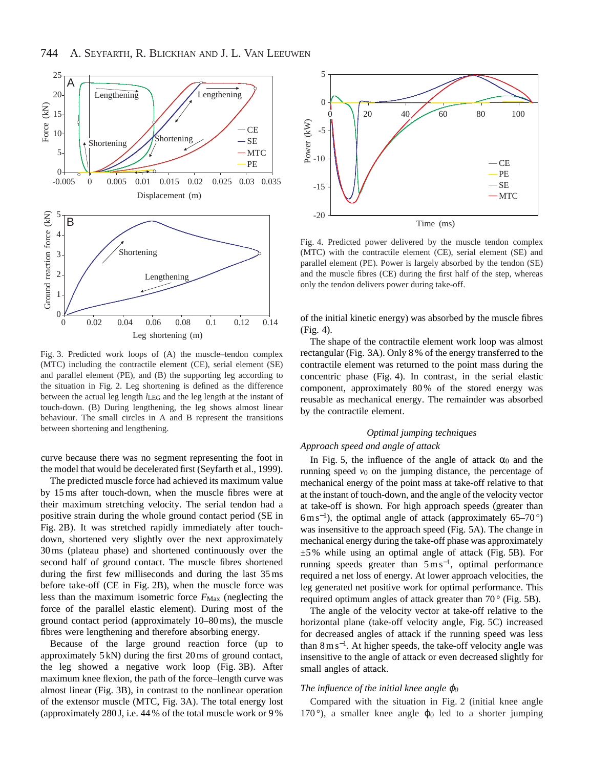Fig. 3. Predicted work loops of (A) the muscle–tendon complex (MTC) including the contractile element (CE), serial element (SE) and parallel element (PE), and (B) the supporting leg according to the situation in Fig. 2. Leg shortening is defined as the difference between the actual leg length $l_{LEG}$ and the leg length at the instant of touch-down. (B) During lengthening, the leg shows almost linear behaviour. The small circles in A and B represent the transitions between shortening and lengthening.

Fig. 4. Predicted power delivered by the muscle tendon complex (MTC) with the contractile element (CE), serial element (SE) and parallel element (PE). Power is largely absorbed by the tendon (SE) and the muscle fibres (CE) during the first half of the step, whereas only the tendon delivers power during take-off.

curve because there was no segment representing the foot in the model that would be decelerated first (Seyfarth et al., 1999).

The predicted muscle force had achieved its maximum value by 15 ms after touch-down, when the muscle fibres were at their maximum stretching velocity. The serial tendon had a positive strain during the whole ground contact period (SE in Fig. 2B). It was stretched rapidly immediately after touch-down, shortened very slightly over the next approximately 30 ms (plateau phase) and shortened continuously over the second half of ground contact. The muscle fibres shortened during the first few milliseconds and during the last 35 ms before take-off (CE in Fig. 2B), when the muscle force was less than the maximum isometric force $F_{Max}$ (neglecting the force of the parallel elastic element). During most of the ground contact period (approximately 10–80 ms), the muscle fibres were lengthening and therefore absorbing energy.

Because of the large ground reaction force (up to approximately 5 kN) during the first 20 ms of ground contact, the leg showed a negative work loop (Fig. 3B). After maximum knee flexion, the path of the force–length curve was almost linear (Fig. 3B), in contrast to the nonlinear operation of the extensor muscle (MTC, Fig. 3A). The total energy lost (approximately 280 J, i.e. 44 % of the total muscle work or 9 % of the initial kinetic energy) was absorbed by the muscle fibres (Fig. 4).

The shape of the contractile element work loop was almost rectangular (Fig. 3A). Only 8 % of the energy transferred to the contractile element was returned to the point mass during the concentric phase (Fig. 4). In contrast, in the serial elastic component, approximately 80 % of the stored energy was reusable as mechanical energy. The remainder was absorbed by the contractile element.

### *Optimal jumping techniques*

#### *Approach speed and angle of attack*

In Fig. 5, the influence of the angle of attack $\alpha_0$ and the running speed $v_0$ on the jumping distance, the percentage of mechanical energy of the point mass at take-off relative to that at the instant of touch-down, and the angle of the velocity vector at take-off is shown. For high approach speeds (greater than $6\,\mathrm{m\,s^{-1}}$), the optimal angle of attack (approximately 65–70 °) was insensitive to the approach speed (Fig. 5A). The change in mechanical energy during the take-off phase was approximately ±5 % while using an optimal angle of attack (Fig. 5B). For running speeds greater than $5\,\mathrm{m\,s^{-1}}$, optimal performance required a net loss of energy. At lower approach velocities, the leg generated net positive work for optimal performance. This required optimum angles of attack greater than 70 ° (Fig. 5B).

The angle of the velocity vector at take-off relative to the horizontal plane (take-off velocity angle, Fig. 5C) increased for decreased angles of attack if the running speed was less than $8\,\mathrm{m\,s^{-1}}$. At higher speeds, the take-off velocity angle was insensitive to the angle of attack or even decreased slightly for small angles of attack.

#### *The influence of the initial knee angle $\varphi_0$*

Compared with the situation in Fig. 2 (initial knee angle 170 °), a smaller knee angle $\varphi_0$ led to a shorter jumping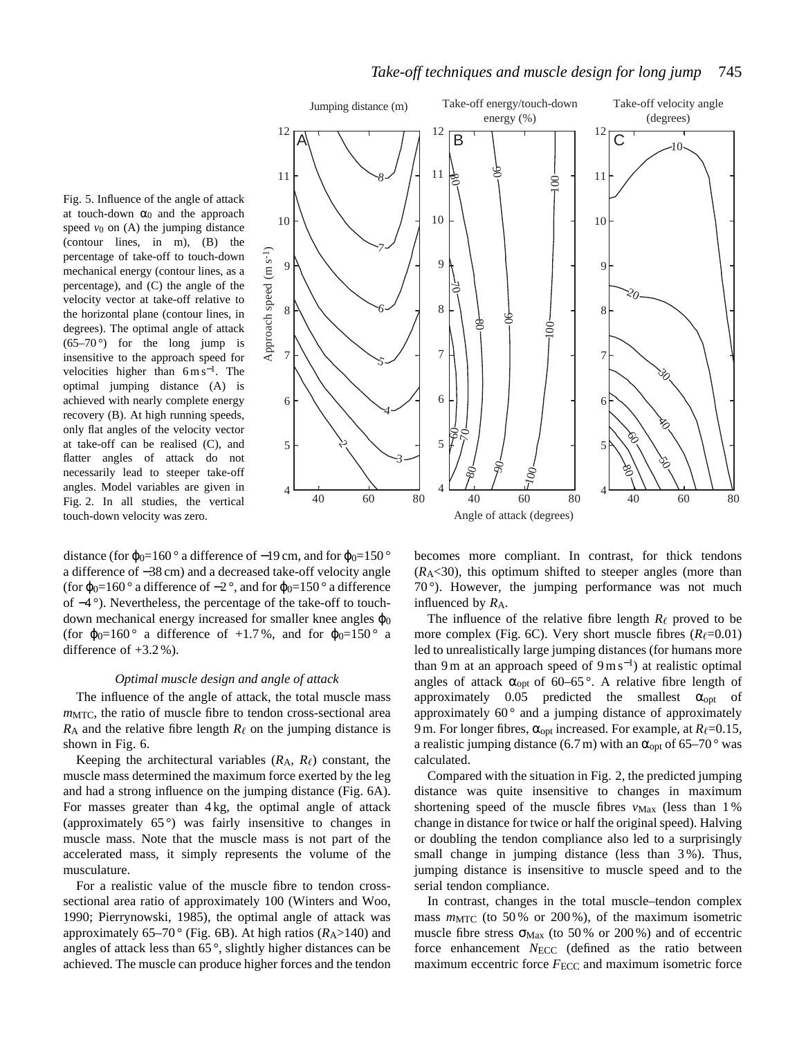Fig. 5. Influence of the angle of attack at touch-down $\alpha_0$ and the approach speed $v_0$ on (A) the jumping distance (contour lines, in m), (B) the percentage of take-off to touch-down mechanical energy (contour lines, as a percentage), and (C) the angle of the velocity vector at take-off relative to the horizontal plane (contour lines, in degrees). The optimal angle of attack (65–70 °) for the long jump is insensitive to the approach speed for velocities higher than 6 m s$^{-1}$. The optimal jumping distance (A) is achieved with nearly complete energy recovery (B). At high running speeds, only flat angles of the velocity vector at take-off can be realised (C), and flatter angles of attack do not necessarily lead to steeper take-off angles. Model variables are given in Fig. 2. In all studies, the vertical touch-down velocity was zero.

distance (for $\varphi_0$=160 ° a difference of −19 cm, and for $\varphi_0$=150 ° a difference of −38 cm) and a decreased take-off velocity angle (for $\varphi_0$=160 ° a difference of −2 °, and for $\varphi_0$=150 ° a difference of −4 °). Nevertheless, the percentage of the take-off to touch-down mechanical energy increased for smaller knee angles $\varphi_0$ (for $\varphi_0$=160 ° a difference of +1.7 %, and for $\varphi_0$=150 ° a difference of +3.2 %).

### *Optimal muscle design and angle of attack*

The influence of the angle of attack, the total muscle mass $m_{MTC}$, the ratio of muscle fibre to tendon cross-sectional area $R_A$ and the relative fibre length $R_\ell$ on the jumping distance is shown in Fig. 6.

Keeping the architectural variables ($R_A$, $R_\ell$) constant, the muscle mass determined the maximum force exerted by the leg and had a strong influence on the jumping distance (Fig. 6A). For masses greater than 4 kg, the optimal angle of attack (approximately 65 °) was fairly insensitive to changes in muscle mass. Note that the muscle mass is not part of the accelerated mass, it simply represents the volume of the musculature.

For a realistic value of the muscle fibre to tendon cross-sectional area ratio of approximately 100 (Winters and Woo, 1990; Pierrynowski, 1985), the optimal angle of attack was approximately 65–70 ° (Fig. 6B). At high ratios ($R_A$>140) and angles of attack less than 65 °, slightly higher distances can be achieved. The muscle can produce higher forces and the tendon becomes more compliant. In contrast, for thick tendons ($R_A$<30), this optimum shifted to steeper angles (more than 70 °). However, the jumping performance was not much influenced by $R_A$.

The influence of the relative fibre length $R_\ell$ proved to be more complex (Fig. 6C). Very short muscle fibres ($R_\ell$=0.01) led to unrealistically large jumping distances (for humans more than 9 m at an approach speed of 9 m s$^{-1}$) at realistic optimal angles of attack $\alpha_{opt}$ of 60–65 °. A relative fibre length of approximately 0.05 predicted the smallest $\alpha_{opt}$ of approximately 60 ° and a jumping distance of approximately 9 m. For longer fibres, $\alpha_{opt}$ increased. For example, at $R_\ell$=0.15, a realistic jumping distance (6.7 m) with an $\alpha_{opt}$ of 65–70 ° was calculated.

Compared with the situation in Fig. 2, the predicted jumping distance was quite insensitive to changes in maximum shortening speed of the muscle fibres $v_{Max}$ (less than 1 % change in distance for twice or half the original speed). Halving or doubling the tendon compliance also led to a surprisingly small change in jumping distance (less than 3 %). Thus, jumping distance is insensitive to muscle speed and to the serial tendon compliance.

In contrast, changes in the total muscle–tendon complex mass $m_{MTC}$ (to 50 % or 200 %), of the maximum isometric muscle fibre stress $\sigma_{Max}$ (to 50 % or 200 %) and of eccentric force enhancement $N_{ECC}$ (defined as the ratio between maximum eccentric force $F_{ECC}$ and maximum isometric force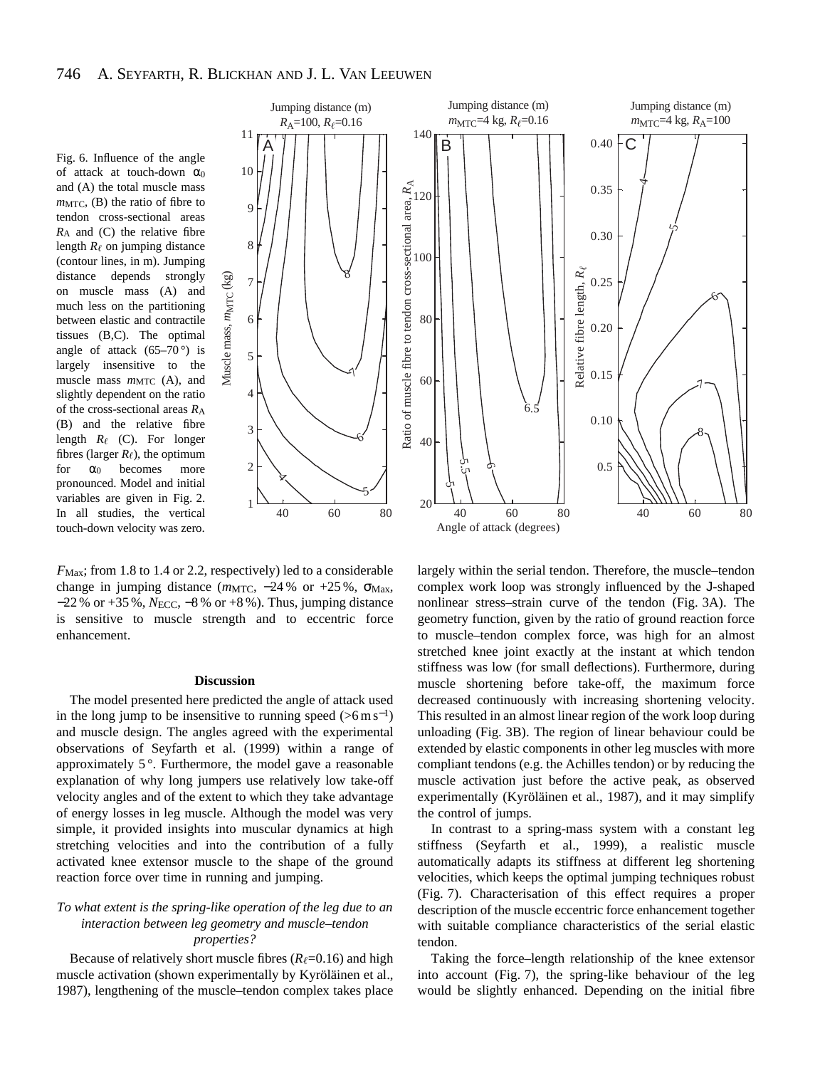Fig. 6. Influence of the angle of attack at touch-down $\alpha_0$ and (A) the total muscle mass $m_{MTC}$, (B) the ratio of fibre to tendon cross-sectional areas $R_A$ and (C) the relative fibre length $R_\ell$ on jumping distance (contour lines, in m). Jumping distance depends strongly on muscle mass (A) and much less on the partitioning between elastic and contractile tissues (B,C). The optimal angle of attack (65–70°) is largely insensitive to the muscle mass $m_{MTC}$ (A), and slightly dependent on the ratio of the cross-sectional areas $R_A$ (B) and the relative fibre length $R_\ell$ (C). For longer fibres (larger $R_\ell$), the optimum for $\alpha_0$ becomes more pronounced. Model and initial variables are given in Fig. 2. In all studies, the vertical touch-down velocity was zero.

$F_{Max}$; from 1.8 to 1.4 or 2.2, respectively) led to a considerable change in jumping distance ($m_{MTC}$, −24 % or +25 %, $\sigma_{Max}$, −22 % or +35 %, $N_{ECC}$, −8 % or +8 %). Thus, jumping distance is sensitive to muscle strength and to eccentric force enhancement.

## Discussion

The model presented here predicted the angle of attack used in the long jump to be insensitive to running speed (>6 m s$^{-1}$) and muscle design. The angles agreed with the experimental observations of Seyfarth et al. (1999) within a range of approximately 5°. Furthermore, the model gave a reasonable explanation of why long jumpers use relatively low take-off velocity angles and of the extent to which they take advantage of energy losses in leg muscle. Although the model was very simple, it provided insights into muscular dynamics at high stretching velocities and into the contribution of a fully activated knee extensor muscle to the shape of the ground reaction force over time in running and jumping.

### *To what extent is the spring-like operation of the leg due to an interaction between leg geometry and muscle–tendon properties?*

Because of relatively short muscle fibres ($R_\ell$=0.16) and high muscle activation (shown experimentally by Kyröläinen et al., 1987), lengthening of the muscle–tendon complex takes place largely within the serial tendon. Therefore, the muscle–tendon complex work loop was strongly influenced by the J-shaped nonlinear stress–strain curve of the tendon (Fig. 3A). The geometry function, given by the ratio of ground reaction force to muscle–tendon complex force, was high for an almost stretched knee joint exactly at the instant at which tendon stiffness was low (for small deflections). Furthermore, during muscle shortening before take-off, the maximum force decreased continuously with increasing shortening velocity. This resulted in an almost linear region of the work loop during unloading (Fig. 3B). The region of linear behaviour could be extended by elastic components in other leg muscles with more compliant tendons (e.g. the Achilles tendon) or by reducing the muscle activation just before the active peak, as observed experimentally (Kyröläinen et al., 1987), and it may simplify the control of jumps.

In contrast to a spring-mass system with a constant leg stiffness (Seyfarth et al., 1999), a realistic muscle automatically adapts its stiffness at different leg shortening velocities, which keeps the optimal jumping techniques robust (Fig. 7). Characterisation of this effect requires a proper description of the muscle eccentric force enhancement together with suitable compliance characteristics of the serial elastic tendon.

Taking the force–length relationship of the knee extensor into account (Fig. 7), the spring-like behaviour of the leg would be slightly enhanced. Depending on the initial fibre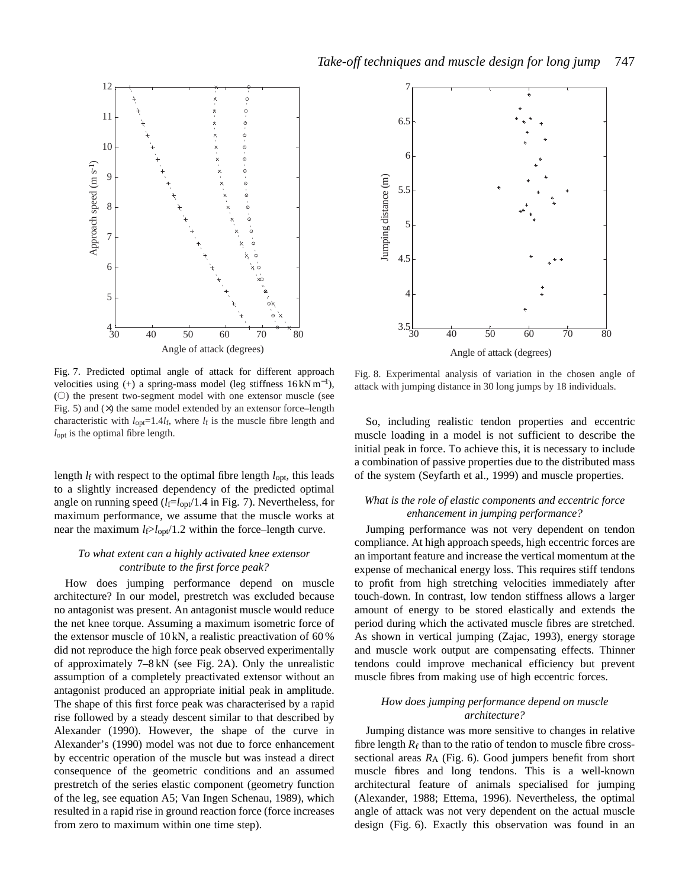Fig. 7. Predicted optimal angle of attack for different approach velocities using (+) a spring-mass model (leg stiffness 16 kN m$^{-1}$), (○) the present two-segment model with one extensor muscle (see Fig. 5) and (×) the same model extended by an extensor force–length characteristic with $l_{opt}$=1.4$l_f$, where $l_f$ is the muscle fibre length and $l_{opt}$ is the optimal fibre length.

Fig. 8. Experimental analysis of variation in the chosen angle of attack with jumping distance in 30 long jumps by 18 individuals.

length $l_f$ with respect to the optimal fibre length $l_{opt}$, this leads to a slightly increased dependency of the predicted optimal angle on running speed ($l_f$=$l_{opt}$/1.4 in Fig. 7). Nevertheless, for maximum performance, we assume that the muscle works at near the maximum $l_f$>$l_{opt}$/1.2 within the force–length curve.

### *To what extent can a highly activated knee extensor contribute to the first force peak?*

How does jumping performance depend on muscle architecture? In our model, prestretch was excluded because no antagonist was present. An antagonist muscle would reduce the net knee torque. Assuming a maximum isometric force of the extensor muscle of 10 kN, a realistic preactivation of 60 % did not reproduce the high force peak observed experimentally of approximately 7–8 kN (see Fig. 2A). Only the unrealistic assumption of a completely preactivated extensor without an antagonist produced an appropriate initial peak in amplitude. The shape of this first force peak was characterised by a rapid rise followed by a steady descent similar to that described by Alexander (1990). However, the shape of the curve in Alexander's (1990) model was not due to force enhancement by eccentric operation of the muscle but was instead a direct consequence of the geometric conditions and an assumed prestretch of the series elastic component (geometry function of the leg, see equation A5; Van Ingen Schenau, 1989), which resulted in a rapid rise in ground reaction force (force increases from zero to maximum within one time step).

So, including realistic tendon properties and eccentric muscle loading in a model is not sufficient to describe the initial peak in force. To achieve this, it is necessary to include a combination of passive properties due to the distributed mass of the system (Seyfarth et al., 1999) and muscle properties.

### *What is the role of elastic components and eccentric force enhancement in jumping performance?*

Jumping performance was not very dependent on tendon compliance. At high approach speeds, high eccentric forces are an important feature and increase the vertical momentum at the expense of mechanical energy loss. This requires stiff tendons to profit from high stretching velocities immediately after touch-down. In contrast, low tendon stiffness allows a larger amount of energy to be stored elastically and extends the period during which the activated muscle fibres are stretched. As shown in vertical jumping (Zajac, 1993), energy storage and muscle work output are compensating effects. Thinner tendons could improve mechanical efficiency but prevent muscle fibres from making use of high eccentric forces.

### *How does jumping performance depend on muscle architecture?*

Jumping distance was more sensitive to changes in relative fibre length $R_\ell$ than to the ratio of tendon to muscle fibre cross-sectional areas $R_A$ (Fig. 6). Good jumpers benefit from short muscle fibres and long tendons. This is a well-known architectural feature of animals specialised for jumping (Alexander, 1988; Ettema, 1996). Nevertheless, the optimal angle of attack was not very dependent on the actual muscle design (Fig. 6). Exactly this observation was found in an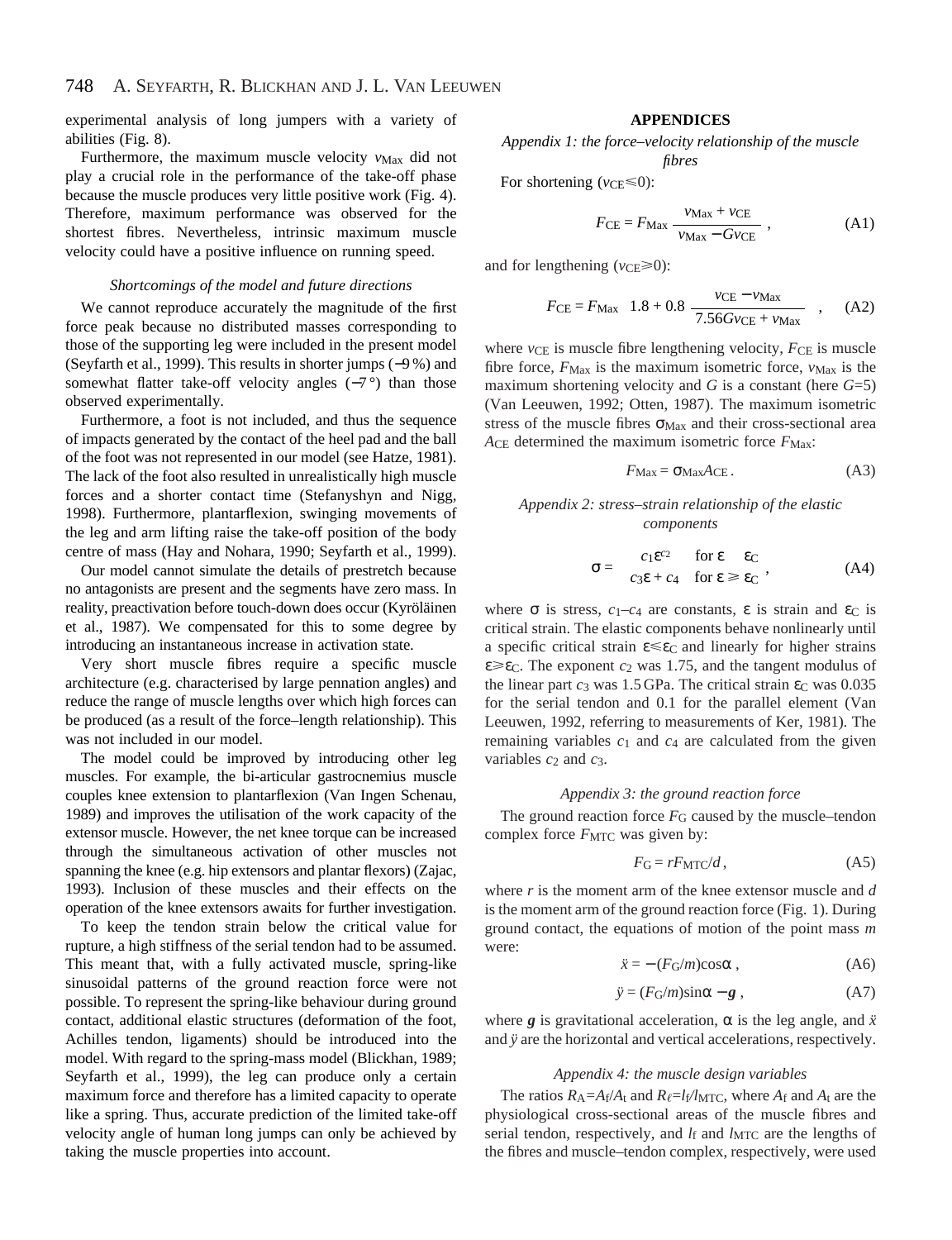experimental analysis of long jumpers with a variety of abilities (Fig. 8).

Furthermore, the maximum muscle velocity $v_{Max}$ did not play a crucial role in the performance of the take-off phase because the muscle produces very little positive work (Fig. 4). Therefore, maximum performance was observed for the shortest fibres. Nevertheless, intrinsic maximum muscle velocity could have a positive influence on running speed.

### *Shortcomings of the model and future directions*

We cannot reproduce accurately the magnitude of the first force peak because no distributed masses corresponding to those of the supporting leg were included in the present model (Seyfarth et al., 1999). This results in shorter jumps (−9 %) and somewhat flatter take-off velocity angles (−7 °) than those observed experimentally.

Furthermore, a foot is not included, and thus the sequence of impacts generated by the contact of the heel pad and the ball of the foot was not represented in our model (see Hatze, 1981). The lack of the foot also resulted in unrealistically high muscle forces and a shorter contact time (Stefanyshyn and Nigg, 1998). Furthermore, plantarflexion, swinging movements of the leg and arm lifting raise the take-off position of the body centre of mass (Hay and Nohara, 1990; Seyfarth et al., 1999).

Our model cannot simulate the details of prestretch because no antagonists are present and the segments have zero mass. In reality, preactivation before touch-down does occur (Kyröläinen et al., 1987). We compensated for this to some degree by introducing an instantaneous increase in activation state.

Very short muscle fibres require a specific muscle architecture (e.g. characterised by large pennation angles) and reduce the range of muscle lengths over which high forces can be produced (as a result of the force–length relationship). This was not included in our model.

The model could be improved by introducing other leg muscles. For example, the bi-articular gastrocnemius muscle couples knee extension to plantarflexion (Van Ingen Schenau, 1989) and improves the utilisation of the work capacity of the extensor muscle. However, the net knee torque can be increased through the simultaneous activation of other muscles not spanning the knee (e.g. hip extensors and plantar flexors) (Zajac, 1993). Inclusion of these muscles and their effects on the operation of the knee extensors awaits for further investigation.

To keep the tendon strain below the critical value for rupture, a high stiffness of the serial tendon had to be assumed. This meant that, with a fully activated muscle, spring-like sinusoidal patterns of the ground reaction force were not possible. To represent the spring-like behaviour during ground contact, additional elastic structures (deformation of the foot, Achilles tendon, ligaments) should be introduced into the model. With regard to the spring-mass model (Blickhan, 1989; Seyfarth et al., 1999), the leg can produce only a certain maximum force and therefore has a limited capacity to operate like a spring. Thus, accurate prediction of the limited take-off velocity angle of human long jumps can only be achieved by taking the muscle properties into account.

## APPENDICES

### *Appendix 1: the force–velocity relationship of the muscle fibres*

For shortening ($v_{CE}\leqslant 0$):

$$F_{CE} = F_{Max}\,\frac{v_{Max} + v_{CE}}{v_{Max} - Gv_{CE}}\ , \tag{A1}$$

and for lengthening ($v_{CE}\geqslant 0$):

$$F_{CE} = F_{Max}\left(1.8 + 0.8\,\frac{v_{CE} - v_{Max}}{7.56Gv_{CE} + v_{Max}}\right)\ , \tag{A2}$$

where $v_{CE}$ is muscle fibre lengthening velocity, $F_{CE}$ is muscle fibre force, $F_{Max}$ is the maximum isometric force, $v_{Max}$ is the maximum shortening velocity and $G$ is a constant (here $G$=5) (Van Leeuwen, 1992; Otten, 1987). The maximum isometric stress of the muscle fibres $\sigma_{Max}$ and their cross-sectional area $A_{CE}$ determined the maximum isometric force $F_{Max}$:

$$F_{Max} = \sigma_{Max}A_{CE}\,. \tag{A3}$$

### *Appendix 2: stress–strain relationship of the elastic components*

$$\sigma = \begin{cases} c_1\varepsilon^{c_2} & \text{for } \varepsilon \leqslant \varepsilon_C \\ c_3\varepsilon + c_4 & \text{for } \varepsilon \geqslant \varepsilon_C \end{cases}\ , \tag{A4}$$

where $\sigma$ is stress, $c_1$–$c_4$ are constants, $\varepsilon$ is strain and $\varepsilon_C$ is critical strain. The elastic components behave nonlinearly until a specific critical strain $\varepsilon\leqslant\varepsilon_C$ and linearly for higher strains $\varepsilon\geqslant\varepsilon_C$. The exponent $c_2$ was 1.75, and the tangent modulus of the linear part $c_3$ was 1.5 GPa. The critical strain $\varepsilon_C$ was 0.035 for the serial tendon and 0.1 for the parallel element (Van Leeuwen, 1992, referring to measurements of Ker, 1981). The remaining variables $c_1$ and $c_4$ are calculated from the given variables $c_2$ and $c_3$.

### *Appendix 3: the ground reaction force*

The ground reaction force $F_G$ caused by the muscle–tendon complex force $F_{MTC}$ was given by:

$$F_G = rF_{MTC}/d\,, \tag{A5}$$

where $r$ is the moment arm of the knee extensor muscle and $d$ is the moment arm of the ground reaction force (Fig. 1). During ground contact, the equations of motion of the point mass $m$ were:

$$\ddot{x} = -(F_G/m)\cos\alpha\,, \tag{A6}$$

$$\ddot{y} = (F_G/m)\sin\alpha - \boldsymbol{g}\,, \tag{A7}$$

where $\boldsymbol{g}$ is gravitational acceleration, $\alpha$ is the leg angle, and $\ddot{x}$ and $\ddot{y}$ are the horizontal and vertical accelerations, respectively.

### *Appendix 4: the muscle design variables*

The ratios $R_A=A_f/A_t$ and $R_\ell=l_f/l_{MTC}$, where $A_f$ and $A_t$ are the physiological cross-sectional areas of the muscle fibres and serial tendon, respectively, and $l_f$ and $l_{MTC}$ are the lengths of the fibres and muscle–tendon complex, respectively, were used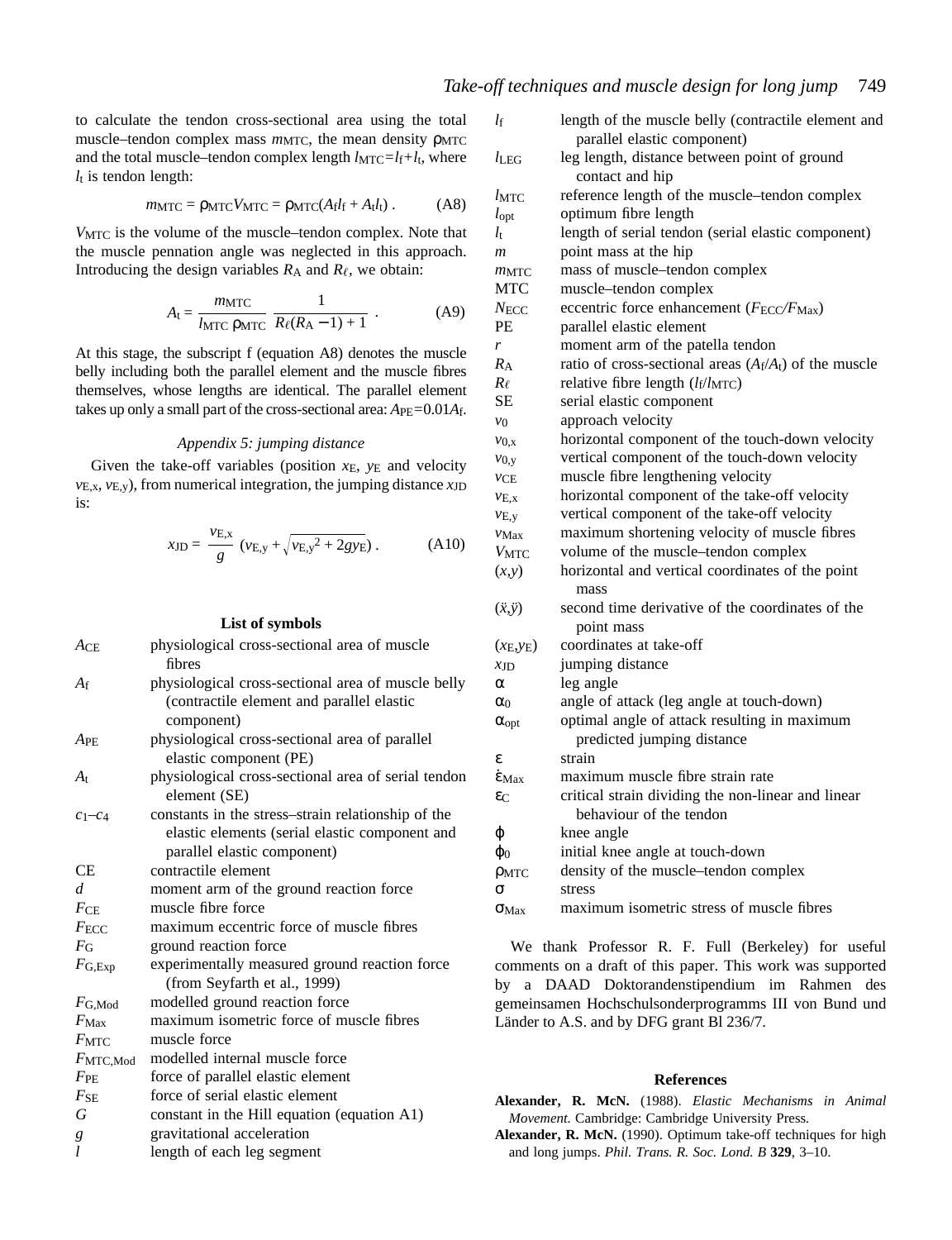to calculate the tendon cross-sectional area using the total muscle–tendon complex mass $m_{MTC}$, the mean density $\rho_{MTC}$ and the total muscle–tendon complex length $l_{MTC}=l_f+l_t$, where $l_t$ is tendon length:

$$m_{MTC} = \rho_{MTC}V_{MTC} = \rho_{MTC}(A_f l_f + A_t l_t)\,. \tag{A8}$$

$V_{MTC}$ is the volume of the muscle–tendon complex. Note that the muscle pennation angle was neglected in this approach. Introducing the design variables $R_A$ and $R_\ell$, we obtain:

$$A_t = \frac{m_{MTC}}{l_{MTC}\,\rho_{MTC}}\;\frac{1}{R_\ell(R_A - 1) + 1}\,. \tag{A9}$$

At this stage, the subscript f (equation A8) denotes the muscle belly including both the parallel element and the muscle fibres themselves, whose lengths are identical. The parallel element takes up only a small part of the cross-sectional area: $A_{PE}=0.01A_f$.

### *Appendix 5: jumping distance*

Given the take-off variables (position $x_E$, $y_E$ and velocity $v_{E,x}$, $v_{E,y}$), from numerical integration, the jumping distance $x_{JD}$ is:

$$x_{JD} = \frac{v_{E,x}}{g}\,(v_{E,y} + \sqrt{v_{E,y}^2 + 2gy_E})\,. \tag{A10}$$

## List of symbols

| | |
|---|---|
| $A_{CE}$ | physiological cross-sectional area of muscle fibres |
| $A_f$ | physiological cross-sectional area of muscle belly (contractile element and parallel elastic component) |
| $A_{PE}$ | physiological cross-sectional area of parallel elastic component (PE) |
| $A_t$ | physiological cross-sectional area of serial tendon element (SE) |
| $c_1$–$c_4$ | constants in the stress–strain relationship of the elastic elements (serial elastic component and parallel elastic component) |
| CE | contractile element |
| $d$ | moment arm of the ground reaction force |
| $F_{CE}$ | muscle fibre force |
| $F_{ECC}$ | maximum eccentric force of muscle fibres |
| $F_G$ | ground reaction force |
| $F_{G,Exp}$ | experimentally measured ground reaction force (from Seyfarth et al., 1999) |
| $F_{G,Mod}$ | modelled ground reaction force |
| $F_{Max}$ | maximum isometric force of muscle fibres |
| $F_{MTC}$ | muscle force |
| $F_{MTC,Mod}$ | modelled internal muscle force |
| $F_{PE}$ | force of parallel elastic element |
| $F_{SE}$ | force of serial elastic element |
| $G$ | constant in the Hill equation (equation A1) |
| $g$ | gravitational acceleration |
| $l$ | length of each leg segment |
| $l_f$ | length of the muscle belly (contractile element and parallel elastic component) |
| $l_{LEG}$ | leg length, distance between point of ground contact and hip |
| $l_{MTC}$ | reference length of the muscle–tendon complex |
| $l_{opt}$ | optimum fibre length |
| $l_t$ | length of serial tendon (serial elastic component) |
| $m$ | point mass at the hip |
| $m_{MTC}$ | mass of muscle–tendon complex |
| MTC | muscle–tendon complex |
| $N_{ECC}$ | eccentric force enhancement ($F_{ECC}/F_{Max}$) |
| PE | parallel elastic element |
| $r$ | moment arm of the patella tendon |
| $R_A$ | ratio of cross-sectional areas ($A_f/A_t$) of the muscle |
| $R_\ell$ | relative fibre length ($l_f/l_{MTC}$) |
| SE | serial elastic component |
| $v_0$ | approach velocity |
| $v_{0,x}$ | horizontal component of the touch-down velocity |
| $v_{0,y}$ | vertical component of the touch-down velocity |
| $v_{CE}$ | muscle fibre lengthening velocity |
| $v_{E,x}$ | horizontal component of the take-off velocity |
| $v_{E,y}$ | vertical component of the take-off velocity |
| $v_{Max}$ | maximum shortening velocity of muscle fibres |
| $V_{MTC}$ | volume of the muscle–tendon complex |
| $(x,y)$ | horizontal and vertical coordinates of the point mass |
| $(\ddot{x},\ddot{y})$ | second time derivative of the coordinates of the point mass |
| $(x_E,y_E)$ | coordinates at take-off |
| $x_{JD}$ | jumping distance |
| $\alpha$ | leg angle |
| $\alpha_0$ | angle of attack (leg angle at touch-down) |
| $\alpha_{opt}$ | optimal angle of attack resulting in maximum predicted jumping distance |
| $\varepsilon$ | strain |
| $\dot{\varepsilon}_{Max}$ | maximum muscle fibre strain rate |
| $\varepsilon_C$ | critical strain dividing the non-linear and linear behaviour of the tendon |
| $\varphi$ | knee angle |
| $\varphi_0$ | initial knee angle at touch-down |
| $\rho_{MTC}$ | density of the muscle–tendon complex |
| $\sigma$ | stress |
| $\sigma_{Max}$ | maximum isometric stress of muscle fibres |

We thank Professor R. F. Full (Berkeley) for useful comments on a draft of this paper. This work was supported by a DAAD Doktorandenstipendium im Rahmen des gemeinsamen Hochschulsonderprogramms III von Bund und Länder to A.S. and by DFG grant Bl 236/7.

## References

**Alexander, R. McN.** (1988). *Elastic Mechanisms in Animal Movement.* Cambridge: Cambridge University Press.

**Alexander, R. McN.** (1990). Optimum take-off techniques for high and long jumps. *Phil. Trans. R. Soc. Lond. B* **329**, 3–10.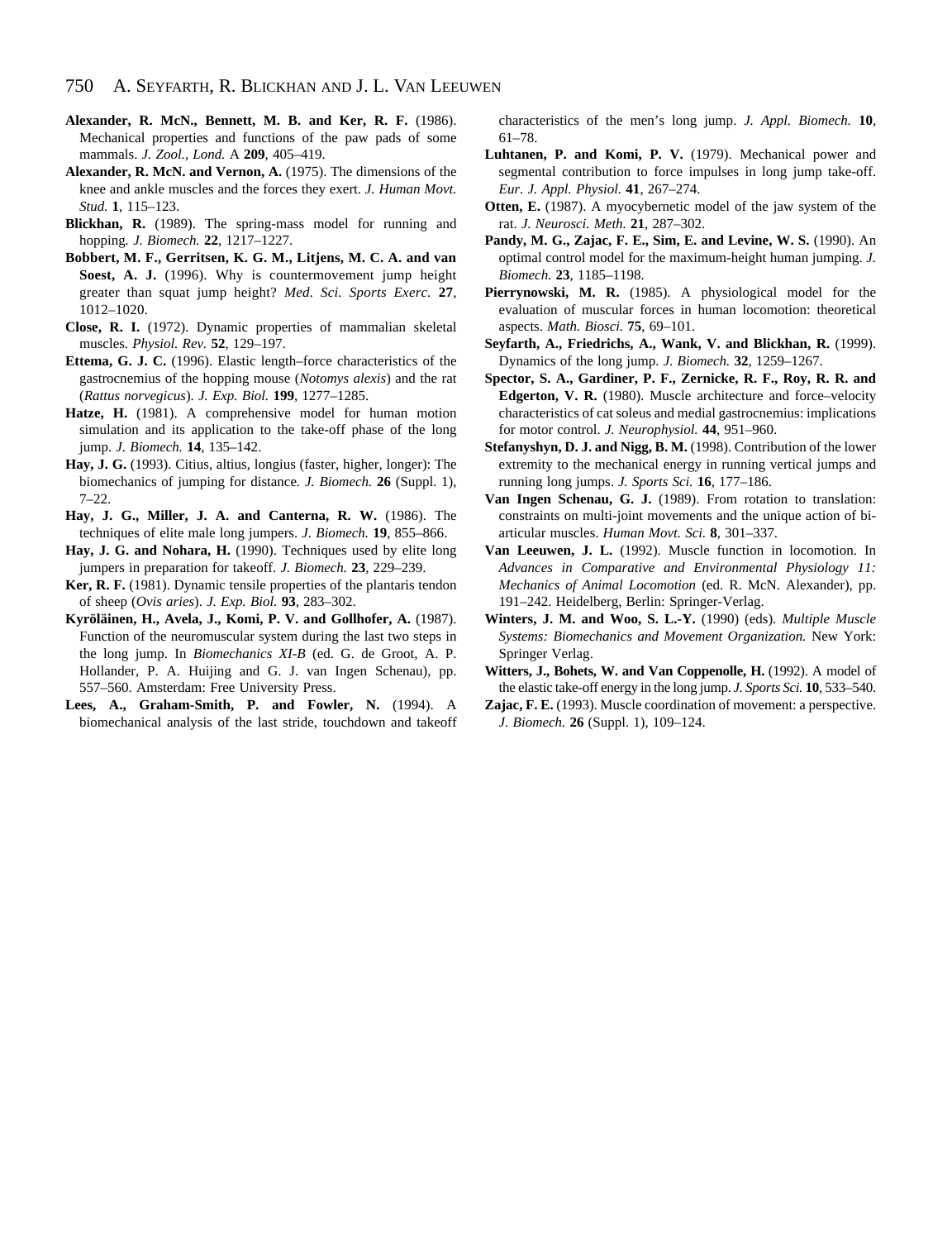**Alexander, R. McN., Bennett, M. B. and Ker, R. F.** (1986). Mechanical properties and functions of the paw pads of some mammals. *J. Zool., Lond.* A **209**, 405–419.

**Alexander, R. McN. and Vernon, A.** (1975). The dimensions of the knee and ankle muscles and the forces they exert. *J. Human Movt. Stud.* **1**, 115–123.

**Blickhan, R.** (1989). The spring-mass model for running and hopping. *J. Biomech.* **22**, 1217–1227.

**Bobbert, M. F., Gerritsen, K. G. M., Litjens, M. C. A. and van Soest, A. J.** (1996). Why is countermovement jump height greater than squat jump height? *Med. Sci. Sports Exerc.* **27**, 1012–1020.

**Close, R. I.** (1972). Dynamic properties of mammalian skeletal muscles. *Physiol. Rev.* **52**, 129–197.

**Ettema, G. J. C.** (1996). Elastic length–force characteristics of the gastrocnemius of the hopping mouse (*Notomys alexis*) and the rat (*Rattus norvegicus*). *J. Exp. Biol.* **199**, 1277–1285.

**Hatze, H.** (1981). A comprehensive model for human motion simulation and its application to the take-off phase of the long jump. *J. Biomech.* **14**, 135–142.

**Hay, J. G.** (1993). Citius, altius, longius (faster, higher, longer): The biomechanics of jumping for distance. *J. Biomech.* **26** (Suppl. 1), 7–22.

**Hay, J. G., Miller, J. A. and Canterna, R. W.** (1986). The techniques of elite male long jumpers. *J. Biomech.* **19**, 855–866.

**Hay, J. G. and Nohara, H.** (1990). Techniques used by elite long jumpers in preparation for takeoff. *J. Biomech.* **23**, 229–239.

**Ker, R. F.** (1981). Dynamic tensile properties of the plantaris tendon of sheep (*Ovis aries*). *J. Exp. Biol.* **93**, 283–302.

**Kyröläinen, H., Avela, J., Komi, P. V. and Gollhofer, A.** (1987). Function of the neuromuscular system during the last two steps in the long jump. In *Biomechanics XI-B* (ed. G. de Groot, A. P. Hollander, P. A. Huijing and G. J. van Ingen Schenau), pp. 557–560. Amsterdam: Free University Press.

**Lees, A., Graham-Smith, P. and Fowler, N.** (1994). A biomechanical analysis of the last stride, touchdown and takeoff characteristics of the men's long jump. *J. Appl. Biomech.* **10**, 61–78.

**Luhtanen, P. and Komi, P. V.** (1979). Mechanical power and segmental contribution to force impulses in long jump take-off. *Eur. J. Appl. Physiol.* **41**, 267–274.

**Otten, E.** (1987). A myocybernetic model of the jaw system of the rat. *J. Neurosci. Meth.* **21**, 287–302.

**Pandy, M. G., Zajac, F. E., Sim, E. and Levine, W. S.** (1990). An optimal control model for the maximum-height human jumping. *J. Biomech.* **23**, 1185–1198.

**Pierrynowski, M. R.** (1985). A physiological model for the evaluation of muscular forces in human locomotion: theoretical aspects. *Math. Biosci.* **75**, 69–101.

**Seyfarth, A., Friedrichs, A., Wank, V. and Blickhan, R.** (1999). Dynamics of the long jump. *J. Biomech.* **32**, 1259–1267.

**Spector, S. A., Gardiner, P. F., Zernicke, R. F., Roy, R. R. and Edgerton, V. R.** (1980). Muscle architecture and force–velocity characteristics of cat soleus and medial gastrocnemius: implications for motor control. *J. Neurophysiol.* **44**, 951–960.

**Stefanyshyn, D. J. and Nigg, B. M.** (1998). Contribution of the lower extremity to the mechanical energy in running vertical jumps and running long jumps. *J. Sports Sci.* **16**, 177–186.

**Van Ingen Schenau, G. J.** (1989). From rotation to translation: constraints on multi-joint movements and the unique action of bi-articular muscles. *Human Movt. Sci.* **8**, 301–337.

**Van Leeuwen, J. L.** (1992). Muscle function in locomotion. In *Advances in Comparative and Environmental Physiology 11: Mechanics of Animal Locomotion* (ed. R. McN. Alexander), pp. 191–242. Heidelberg, Berlin: Springer-Verlag.

**Winters, J. M. and Woo, S. L.-Y.** (1990) (eds). *Multiple Muscle Systems: Biomechanics and Movement Organization.* New York: Springer Verlag.

**Witters, J., Bohets, W. and Van Coppenolle, H.** (1992). A model of the elastic take-off energy in the long jump. *J. Sports Sci.* **10**, 533–540.

**Zajac, F. E.** (1993). Muscle coordination of movement: a perspective. *J. Biomech.* **26** (Suppl. 1), 109–124.